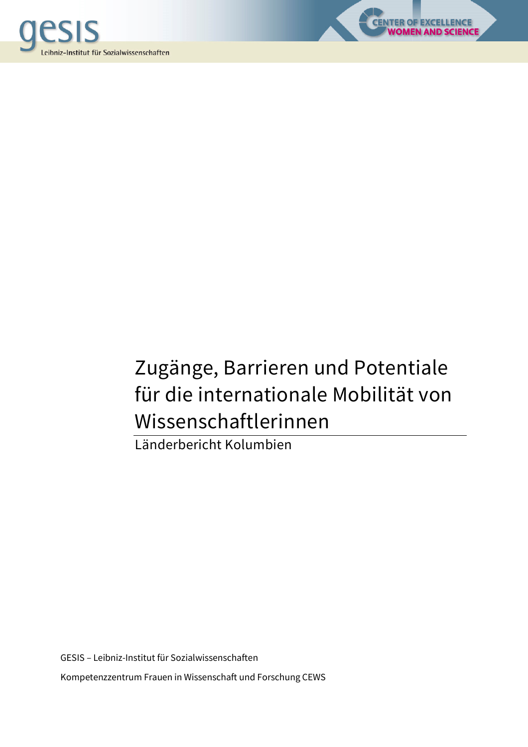gesis
Leibniz-Institut für Sozialwissenschaften

CENTER OF EXCELLENCE
WOMEN AND SCIENCE

# Zugänge, Barrieren und Potentiale für die internationale Mobilität von Wissenschaftlerinnen

Länderbericht Kolumbien

GESIS – Leibniz-Institut für Sozialwissenschaften

Kompetenzzentrum Frauen in Wissenschaft und Forschung CEWS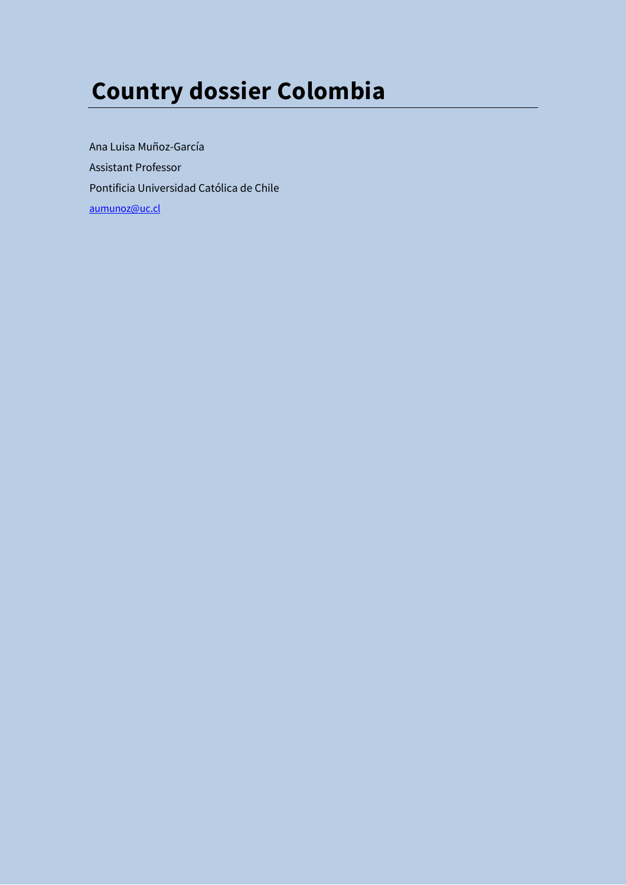# Country dossier Colombia

Ana Luisa Muñoz-García

Assistant Professor

Pontificia Universidad Católica de Chile

aumunoz@uc.cl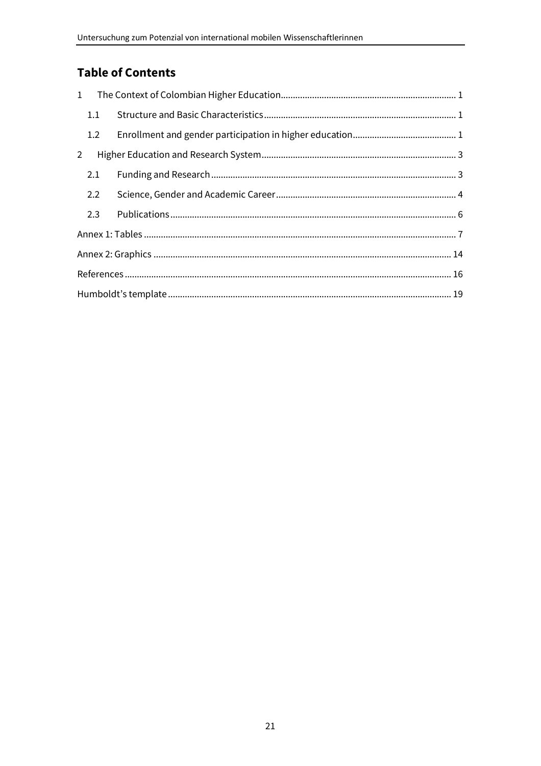## Table of Contents

1 The Context of Colombian Higher Education ........ 1

- 1.1 Structure and Basic Characteristics ........ 1
- 1.2 Enrollment and gender participation in higher education ........ 1

2 Higher Education and Research System ........ 3

- 2.1 Funding and Research ........ 3
- 2.2 Science, Gender and Academic Career ........ 4
- 2.3 Publications ........ 6

Annex 1: Tables ........ 7

Annex 2: Graphics ........ 14

References ........ 16

Humboldt's template ........ 19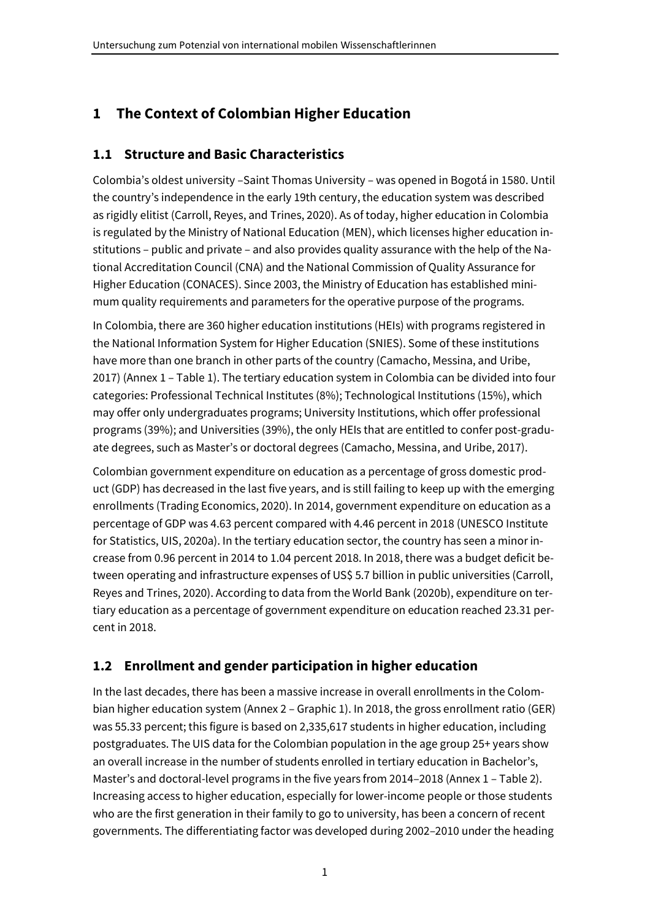# 1 The Context of Colombian Higher Education

## 1.1 Structure and Basic Characteristics

Colombia's oldest university –Saint Thomas University – was opened in Bogotá in 1580. Until the country's independence in the early 19th century, the education system was described as rigidly elitist (Carroll, Reyes, and Trines, 2020). As of today, higher education in Colombia is regulated by the Ministry of National Education (MEN), which licenses higher education institutions – public and private – and also provides quality assurance with the help of the National Accreditation Council (CNA) and the National Commission of Quality Assurance for Higher Education (CONACES). Since 2003, the Ministry of Education has established minimum quality requirements and parameters for the operative purpose of the programs.

In Colombia, there are 360 higher education institutions (HEIs) with programs registered in the National Information System for Higher Education (SNIES). Some of these institutions have more than one branch in other parts of the country (Camacho, Messina, and Uribe, 2017) (Annex 1 – Table 1). The tertiary education system in Colombia can be divided into four categories: Professional Technical Institutes (8%); Technological Institutions (15%), which may offer only undergraduates programs; University Institutions, which offer professional programs (39%); and Universities (39%), the only HEIs that are entitled to confer post-graduate degrees, such as Master's or doctoral degrees (Camacho, Messina, and Uribe, 2017).

Colombian government expenditure on education as a percentage of gross domestic product (GDP) has decreased in the last five years, and is still failing to keep up with the emerging enrollments (Trading Economics, 2020). In 2014, government expenditure on education as a percentage of GDP was 4.63 percent compared with 4.46 percent in 2018 (UNESCO Institute for Statistics, UIS, 2020a). In the tertiary education sector, the country has seen a minor increase from 0.96 percent in 2014 to 1.04 percent 2018. In 2018, there was a budget deficit between operating and infrastructure expenses of US$ 5.7 billion in public universities (Carroll, Reyes and Trines, 2020). According to data from the World Bank (2020b), expenditure on tertiary education as a percentage of government expenditure on education reached 23.31 percent in 2018.

## 1.2 Enrollment and gender participation in higher education

In the last decades, there has been a massive increase in overall enrollments in the Colombian higher education system (Annex 2 – Graphic 1). In 2018, the gross enrollment ratio (GER) was 55.33 percent; this figure is based on 2,335,617 students in higher education, including postgraduates. The UIS data for the Colombian population in the age group 25+ years show an overall increase in the number of students enrolled in tertiary education in Bachelor's, Master's and doctoral-level programs in the five years from 2014–2018 (Annex 1 – Table 2). Increasing access to higher education, especially for lower-income people or those students who are the first generation in their family to go to university, has been a concern of recent governments. The differentiating factor was developed during 2002–2010 under the heading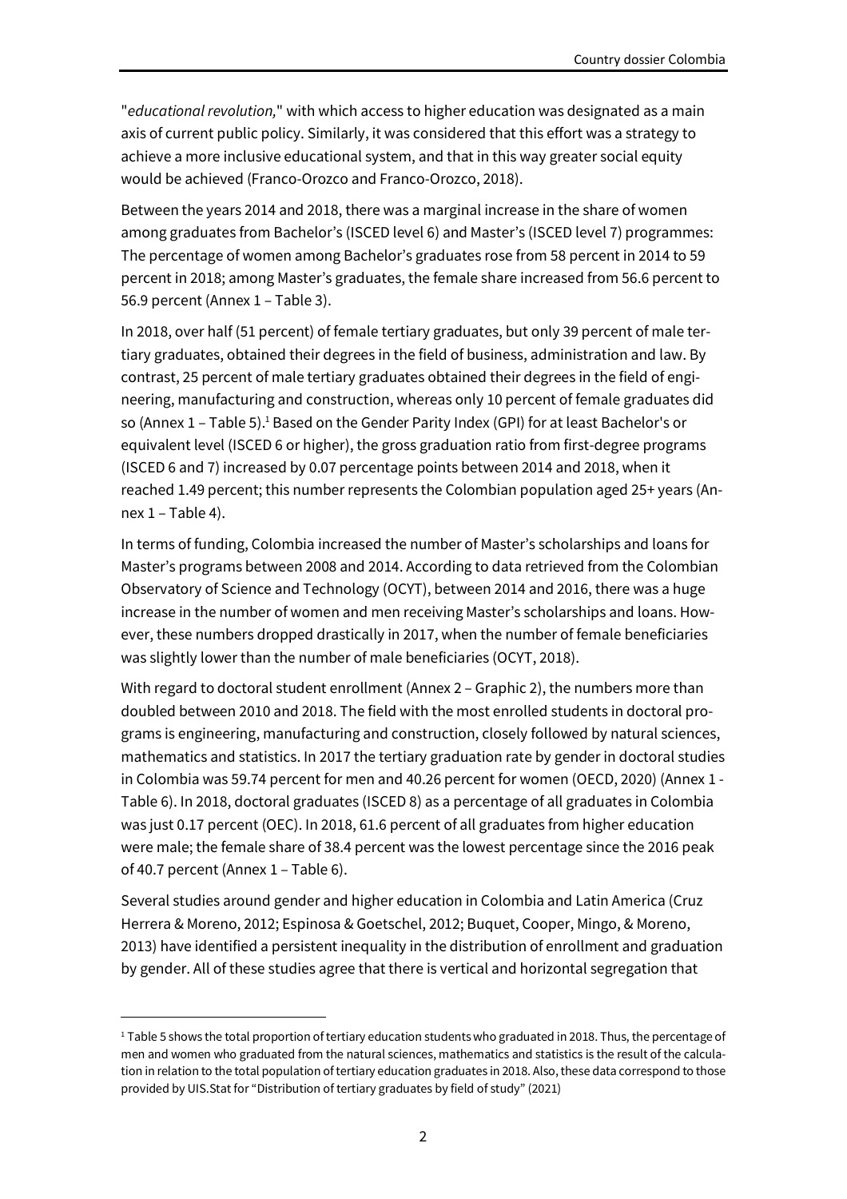"*educational revolution,*" with which access to higher education was designated as a main axis of current public policy. Similarly, it was considered that this effort was a strategy to achieve a more inclusive educational system, and that in this way greater social equity would be achieved (Franco-Orozco and Franco-Orozco, 2018).

Between the years 2014 and 2018, there was a marginal increase in the share of women among graduates from Bachelor's (ISCED level 6) and Master's (ISCED level 7) programmes: The percentage of women among Bachelor's graduates rose from 58 percent in 2014 to 59 percent in 2018; among Master's graduates, the female share increased from 56.6 percent to 56.9 percent (Annex 1 – Table 3).

In 2018, over half (51 percent) of female tertiary graduates, but only 39 percent of male tertiary graduates, obtained their degrees in the field of business, administration and law. By contrast, 25 percent of male tertiary graduates obtained their degrees in the field of engineering, manufacturing and construction, whereas only 10 percent of female graduates did so (Annex 1 – Table 5).[1] Based on the Gender Parity Index (GPI) for at least Bachelor's or equivalent level (ISCED 6 or higher), the gross graduation ratio from first-degree programs (ISCED 6 and 7) increased by 0.07 percentage points between 2014 and 2018, when it reached 1.49 percent; this number represents the Colombian population aged 25+ years (Annex 1 – Table 4).

In terms of funding, Colombia increased the number of Master's scholarships and loans for Master's programs between 2008 and 2014. According to data retrieved from the Colombian Observatory of Science and Technology (OCYT), between 2014 and 2016, there was a huge increase in the number of women and men receiving Master's scholarships and loans. However, these numbers dropped drastically in 2017, when the number of female beneficiaries was slightly lower than the number of male beneficiaries (OCYT, 2018).

With regard to doctoral student enrollment (Annex 2 – Graphic 2), the numbers more than doubled between 2010 and 2018. The field with the most enrolled students in doctoral programs is engineering, manufacturing and construction, closely followed by natural sciences, mathematics and statistics. In 2017 the tertiary graduation rate by gender in doctoral studies in Colombia was 59.74 percent for men and 40.26 percent for women (OECD, 2020) (Annex 1 - Table 6). In 2018, doctoral graduates (ISCED 8) as a percentage of all graduates in Colombia was just 0.17 percent (OEC). In 2018, 61.6 percent of all graduates from higher education were male; the female share of 38.4 percent was the lowest percentage since the 2016 peak of 40.7 percent (Annex 1 – Table 6).

Several studies around gender and higher education in Colombia and Latin America (Cruz Herrera & Moreno, 2012; Espinosa & Goetschel, 2012; Buquet, Cooper, Mingo, & Moreno, 2013) have identified a persistent inequality in the distribution of enrollment and graduation by gender. All of these studies agree that there is vertical and horizontal segregation that

---

[1] Table 5 shows the total proportion of tertiary education students who graduated in 2018. Thus, the percentage of men and women who graduated from the natural sciences, mathematics and statistics is the result of the calculation in relation to the total population of tertiary education graduates in 2018. Also, these data correspond to those provided by UIS.Stat for "Distribution of tertiary graduates by field of study" (2021)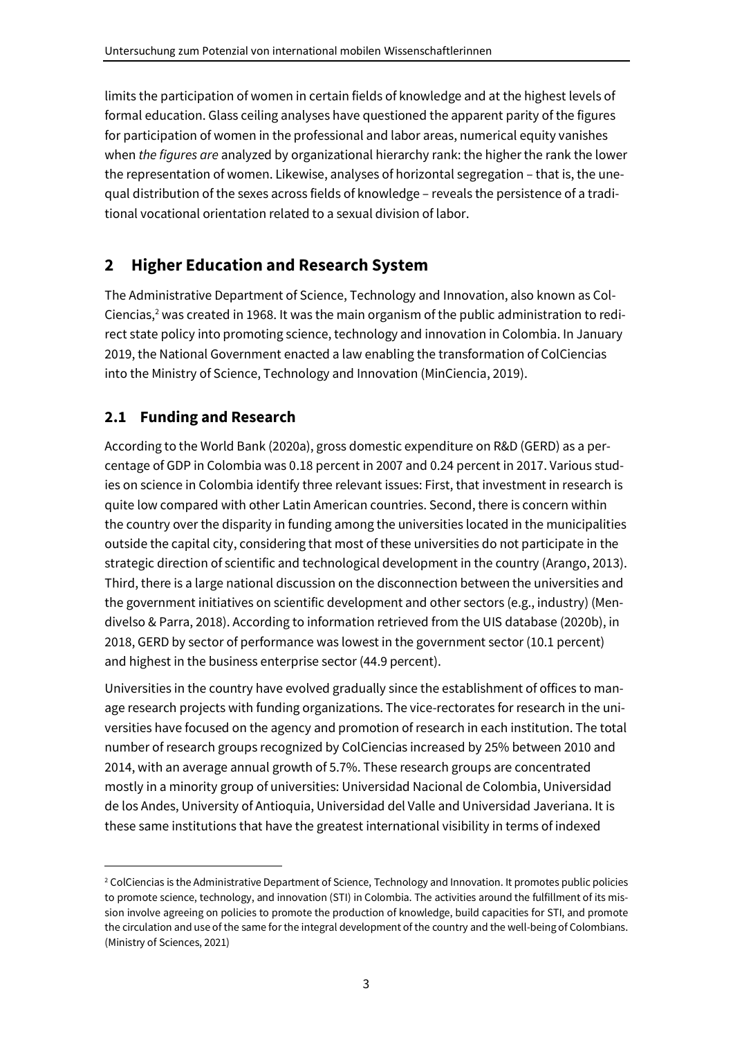limits the participation of women in certain fields of knowledge and at the highest levels of formal education. Glass ceiling analyses have questioned the apparent parity of the figures for participation of women in the professional and labor areas, numerical equity vanishes when *the figures are* analyzed by organizational hierarchy rank: the higher the rank the lower the representation of women. Likewise, analyses of horizontal segregation – that is, the unequal distribution of the sexes across fields of knowledge – reveals the persistence of a traditional vocational orientation related to a sexual division of labor.

## 2 Higher Education and Research System

The Administrative Department of Science, Technology and Innovation, also known as ColCiencias,[2] was created in 1968. It was the main organism of the public administration to redirect state policy into promoting science, technology and innovation in Colombia. In January 2019, the National Government enacted a law enabling the transformation of ColCiencias into the Ministry of Science, Technology and Innovation (MinCiencia, 2019).

### 2.1 Funding and Research

According to the World Bank (2020a), gross domestic expenditure on R&D (GERD) as a percentage of GDP in Colombia was 0.18 percent in 2007 and 0.24 percent in 2017. Various studies on science in Colombia identify three relevant issues: First, that investment in research is quite low compared with other Latin American countries. Second, there is concern within the country over the disparity in funding among the universities located in the municipalities outside the capital city, considering that most of these universities do not participate in the strategic direction of scientific and technological development in the country (Arango, 2013). Third, there is a large national discussion on the disconnection between the universities and the government initiatives on scientific development and other sectors (e.g., industry) (Mendivelso & Parra, 2018). According to information retrieved from the UIS database (2020b), in 2018, GERD by sector of performance was lowest in the government sector (10.1 percent) and highest in the business enterprise sector (44.9 percent).

Universities in the country have evolved gradually since the establishment of offices to manage research projects with funding organizations. The vice-rectorates for research in the universities have focused on the agency and promotion of research in each institution. The total number of research groups recognized by ColCiencias increased by 25% between 2010 and 2014, with an average annual growth of 5.7%. These research groups are concentrated mostly in a minority group of universities: Universidad Nacional de Colombia, Universidad de los Andes, University of Antioquia, Universidad del Valle and Universidad Javeriana. It is these same institutions that have the greatest international visibility in terms of indexed

[2] ColCiencias is the Administrative Department of Science, Technology and Innovation. It promotes public policies to promote science, technology, and innovation (STI) in Colombia. The activities around the fulfillment of its mission involve agreeing on policies to promote the production of knowledge, build capacities for STI, and promote the circulation and use of the same for the integral development of the country and the well-being of Colombians. (Ministry of Sciences, 2021)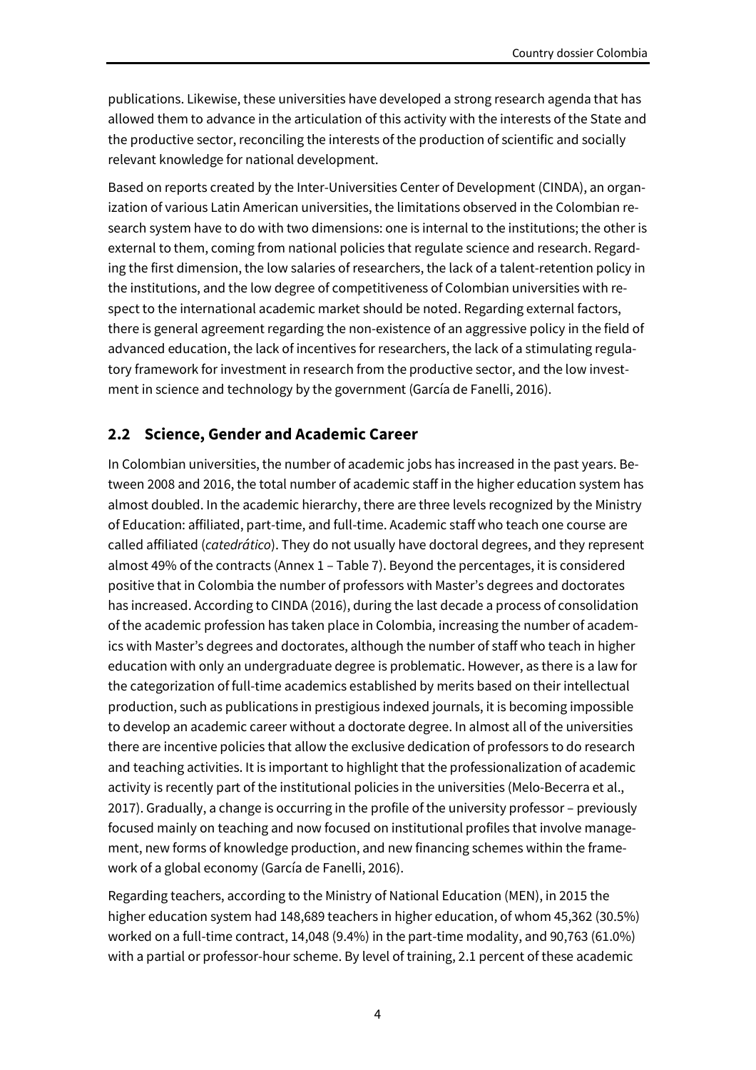publications. Likewise, these universities have developed a strong research agenda that has allowed them to advance in the articulation of this activity with the interests of the State and the productive sector, reconciling the interests of the production of scientific and socially relevant knowledge for national development.

Based on reports created by the Inter-Universities Center of Development (CINDA), an organization of various Latin American universities, the limitations observed in the Colombian research system have to do with two dimensions: one is internal to the institutions; the other is external to them, coming from national policies that regulate science and research. Regarding the first dimension, the low salaries of researchers, the lack of a talent-retention policy in the institutions, and the low degree of competitiveness of Colombian universities with respect to the international academic market should be noted. Regarding external factors, there is general agreement regarding the non-existence of an aggressive policy in the field of advanced education, the lack of incentives for researchers, the lack of a stimulating regulatory framework for investment in research from the productive sector, and the low investment in science and technology by the government (García de Fanelli, 2016).

## 2.2 Science, Gender and Academic Career

In Colombian universities, the number of academic jobs has increased in the past years. Between 2008 and 2016, the total number of academic staff in the higher education system has almost doubled. In the academic hierarchy, there are three levels recognized by the Ministry of Education: affiliated, part-time, and full-time. Academic staff who teach one course are called affiliated (*catedrático*). They do not usually have doctoral degrees, and they represent almost 49% of the contracts (Annex 1 – Table 7). Beyond the percentages, it is considered positive that in Colombia the number of professors with Master's degrees and doctorates has increased. According to CINDA (2016), during the last decade a process of consolidation of the academic profession has taken place in Colombia, increasing the number of academics with Master's degrees and doctorates, although the number of staff who teach in higher education with only an undergraduate degree is problematic. However, as there is a law for the categorization of full-time academics established by merits based on their intellectual production, such as publications in prestigious indexed journals, it is becoming impossible to develop an academic career without a doctorate degree. In almost all of the universities there are incentive policies that allow the exclusive dedication of professors to do research and teaching activities. It is important to highlight that the professionalization of academic activity is recently part of the institutional policies in the universities (Melo-Becerra et al., 2017). Gradually, a change is occurring in the profile of the university professor – previously focused mainly on teaching and now focused on institutional profiles that involve management, new forms of knowledge production, and new financing schemes within the framework of a global economy (García de Fanelli, 2016).

Regarding teachers, according to the Ministry of National Education (MEN), in 2015 the higher education system had 148,689 teachers in higher education, of whom 45,362 (30.5%) worked on a full-time contract, 14,048 (9.4%) in the part-time modality, and 90,763 (61.0%) with a partial or professor-hour scheme. By level of training, 2.1 percent of these academic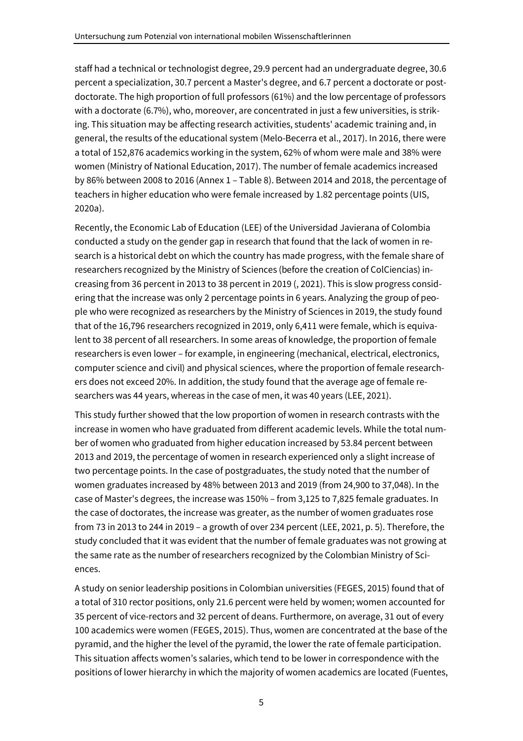staff had a technical or technologist degree, 29.9 percent had an undergraduate degree, 30.6 percent a specialization, 30.7 percent a Master's degree, and 6.7 percent a doctorate or post-doctorate. The high proportion of full professors (61%) and the low percentage of professors with a doctorate (6.7%), who, moreover, are concentrated in just a few universities, is striking. This situation may be affecting research activities, students' academic training and, in general, the results of the educational system (Melo-Becerra et al., 2017). In 2016, there were a total of 152,876 academics working in the system, 62% of whom were male and 38% were women (Ministry of National Education, 2017). The number of female academics increased by 86% between 2008 to 2016 (Annex 1 – Table 8). Between 2014 and 2018, the percentage of teachers in higher education who were female increased by 1.82 percentage points (UIS, 2020a).

Recently, the Economic Lab of Education (LEE) of the Universidad Javierana of Colombia conducted a study on the gender gap in research that found that the lack of women in research is a historical debt on which the country has made progress, with the female share of researchers recognized by the Ministry of Sciences (before the creation of ColCiencias) increasing from 36 percent in 2013 to 38 percent in 2019 (, 2021). This is slow progress considering that the increase was only 2 percentage points in 6 years. Analyzing the group of people who were recognized as researchers by the Ministry of Sciences in 2019, the study found that of the 16,796 researchers recognized in 2019, only 6,411 were female, which is equivalent to 38 percent of all researchers. In some areas of knowledge, the proportion of female researchers is even lower – for example, in engineering (mechanical, electrical, electronics, computer science and civil) and physical sciences, where the proportion of female researchers does not exceed 20%. In addition, the study found that the average age of female researchers was 44 years, whereas in the case of men, it was 40 years (LEE, 2021).

This study further showed that the low proportion of women in research contrasts with the increase in women who have graduated from different academic levels. While the total number of women who graduated from higher education increased by 53.84 percent between 2013 and 2019, the percentage of women in research experienced only a slight increase of two percentage points. In the case of postgraduates, the study noted that the number of women graduates increased by 48% between 2013 and 2019 (from 24,900 to 37,048). In the case of Master's degrees, the increase was 150% – from 3,125 to 7,825 female graduates. In the case of doctorates, the increase was greater, as the number of women graduates rose from 73 in 2013 to 244 in 2019 – a growth of over 234 percent (LEE, 2021, p. 5). Therefore, the study concluded that it was evident that the number of female graduates was not growing at the same rate as the number of researchers recognized by the Colombian Ministry of Sciences.

A study on senior leadership positions in Colombian universities (FEGES, 2015) found that of a total of 310 rector positions, only 21.6 percent were held by women; women accounted for 35 percent of vice-rectors and 32 percent of deans. Furthermore, on average, 31 out of every 100 academics were women (FEGES, 2015). Thus, women are concentrated at the base of the pyramid, and the higher the level of the pyramid, the lower the rate of female participation. This situation affects women's salaries, which tend to be lower in correspondence with the positions of lower hierarchy in which the majority of women academics are located (Fuentes,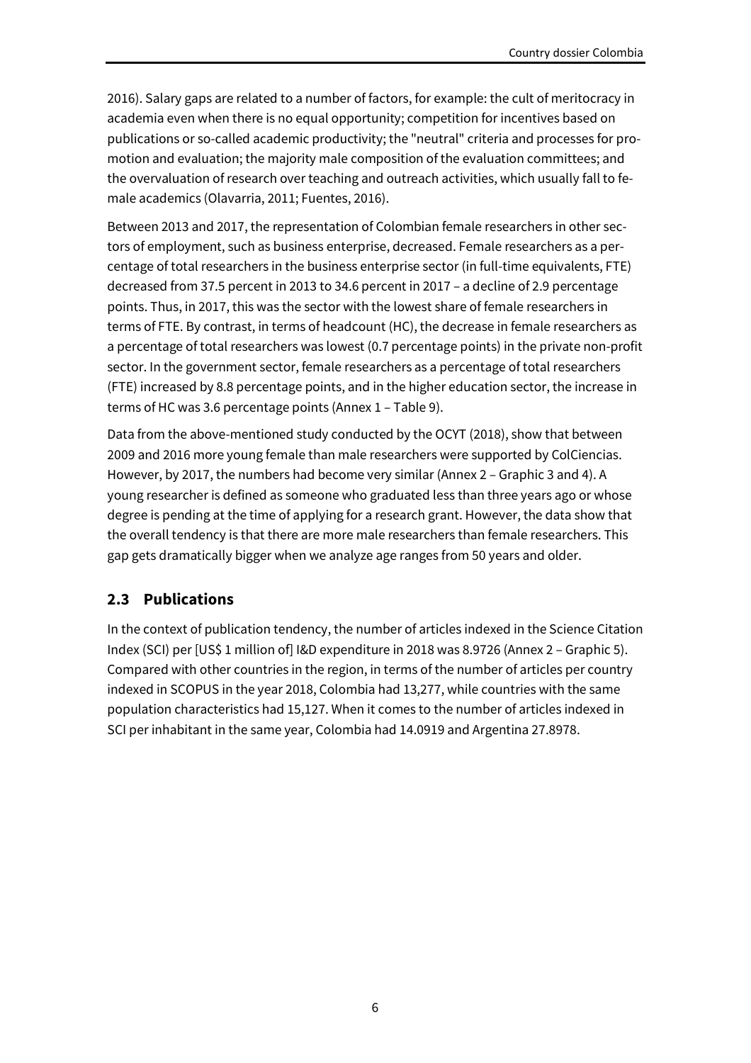2016). Salary gaps are related to a number of factors, for example: the cult of meritocracy in academia even when there is no equal opportunity; competition for incentives based on publications or so-called academic productivity; the "neutral" criteria and processes for promotion and evaluation; the majority male composition of the evaluation committees; and the overvaluation of research over teaching and outreach activities, which usually fall to female academics (Olavarria, 2011; Fuentes, 2016).

Between 2013 and 2017, the representation of Colombian female researchers in other sectors of employment, such as business enterprise, decreased. Female researchers as a percentage of total researchers in the business enterprise sector (in full-time equivalents, FTE) decreased from 37.5 percent in 2013 to 34.6 percent in 2017 – a decline of 2.9 percentage points. Thus, in 2017, this was the sector with the lowest share of female researchers in terms of FTE. By contrast, in terms of headcount (HC), the decrease in female researchers as a percentage of total researchers was lowest (0.7 percentage points) in the private non-profit sector. In the government sector, female researchers as a percentage of total researchers (FTE) increased by 8.8 percentage points, and in the higher education sector, the increase in terms of HC was 3.6 percentage points (Annex 1 – Table 9).

Data from the above-mentioned study conducted by the OCYT (2018), show that between 2009 and 2016 more young female than male researchers were supported by ColCiencias. However, by 2017, the numbers had become very similar (Annex 2 – Graphic 3 and 4). A young researcher is defined as someone who graduated less than three years ago or whose degree is pending at the time of applying for a research grant. However, the data show that the overall tendency is that there are more male researchers than female researchers. This gap gets dramatically bigger when we analyze age ranges from 50 years and older.

## 2.3 Publications

In the context of publication tendency, the number of articles indexed in the Science Citation Index (SCI) per [US$ 1 million of] I&D expenditure in 2018 was 8.9726 (Annex 2 – Graphic 5). Compared with other countries in the region, in terms of the number of articles per country indexed in SCOPUS in the year 2018, Colombia had 13,277, while countries with the same population characteristics had 15,127. When it comes to the number of articles indexed in SCI per inhabitant in the same year, Colombia had 14.0919 and Argentina 27.8978.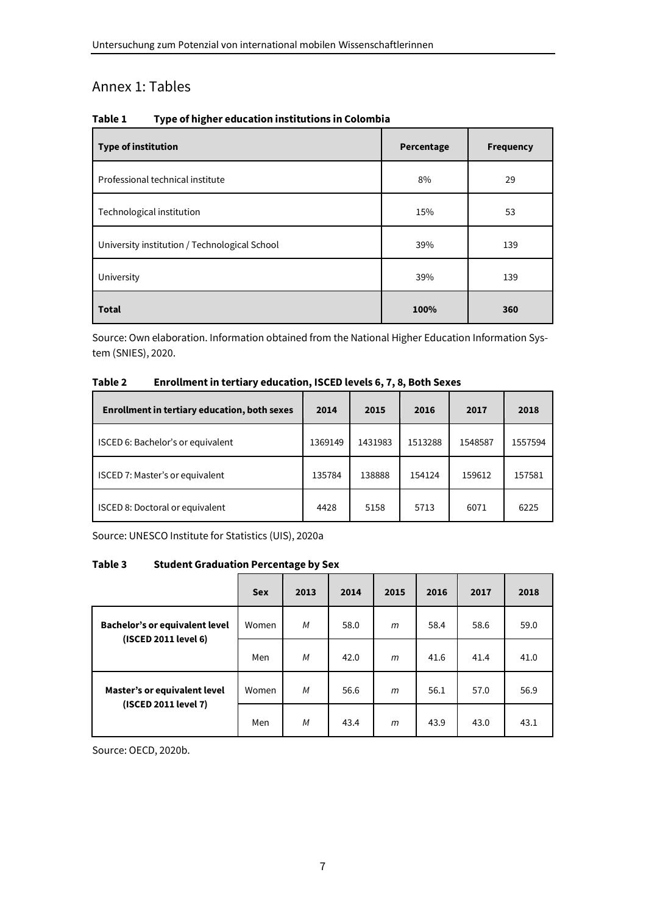# Annex 1: Tables

**Table 1 Type of higher education institutions in Colombia**

| Type of institution | Percentage | Frequency |
|---|---|---|
| Professional technical institute | 8% | 29 |
| Technological institution | 15% | 53 |
| University institution / Technological School | 39% | 139 |
| University | 39% | 139 |
| **Total** | **100%** | **360** |

Source: Own elaboration. Information obtained from the National Higher Education Information System (SNIES), 2020.

**Table 2 Enrollment in tertiary education, ISCED levels 6, 7, 8, Both Sexes**

| Enrollment in tertiary education, both sexes | 2014 | 2015 | 2016 | 2017 | 2018 |
|---|---|---|---|---|---|
| ISCED 6: Bachelor's or equivalent | 1369149 | 1431983 | 1513288 | 1548587 | 1557594 |
| ISCED 7: Master's or equivalent | 135784 | 138888 | 154124 | 159612 | 157581 |
| ISCED 8: Doctoral or equivalent | 4428 | 5158 | 5713 | 6071 | 6225 |

Source: UNESCO Institute for Statistics (UIS), 2020a

**Table 3 Student Graduation Percentage by Sex**

| | Sex | 2013 | 2014 | 2015 | 2016 | 2017 | 2018 |
|---|---|---|---|---|---|---|---|
| **Bachelor's or equivalent level (ISCED 2011 level 6)** | Women | *M* | 58.0 | *m* | 58.4 | 58.6 | 59.0 |
| | Men | *M* | 42.0 | *m* | 41.6 | 41.4 | 41.0 |
| **Master's or equivalent level (ISCED 2011 level 7)** | Women | *M* | 56.6 | *m* | 56.1 | 57.0 | 56.9 |
| | Men | *M* | 43.4 | *m* | 43.9 | 43.0 | 43.1 |

Source: OECD, 2020b.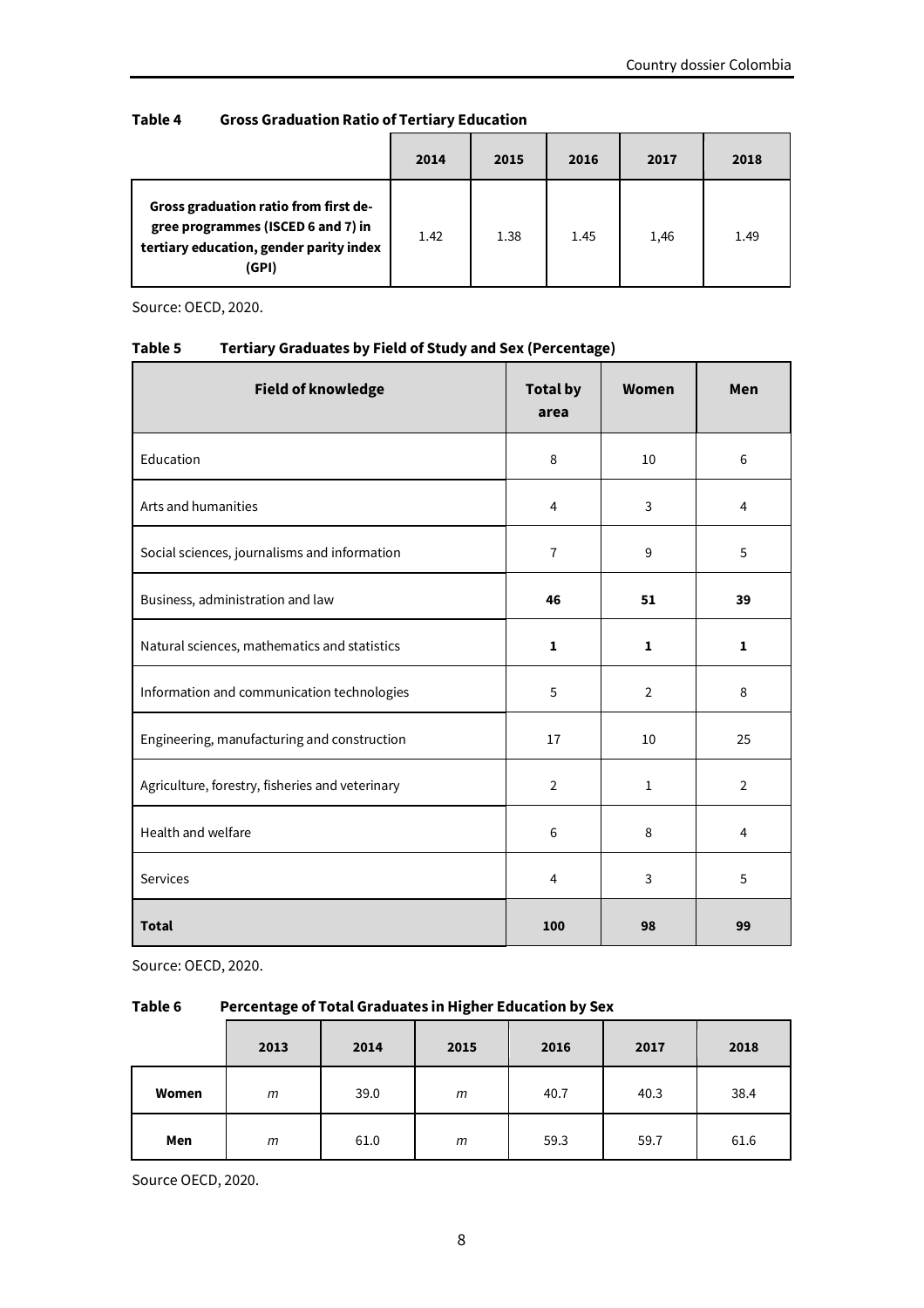**Table 4 Gross Graduation Ratio of Tertiary Education**

| | 2014 | 2015 | 2016 | 2017 | 2018 |
|---|---|---|---|---|---|
| **Gross graduation ratio from first degree programmes (ISCED 6 and 7) in tertiary education, gender parity index (GPI)** | 1.42 | 1.38 | 1.45 | 1,46 | 1.49 |

Source: OECD, 2020.

**Table 5 Tertiary Graduates by Field of Study and Sex (Percentage)**

| Field of knowledge | Total by area | Women | Men |
|---|---|---|---|
| Education | 8 | 10 | 6 |
| Arts and humanities | 4 | 3 | 4 |
| Social sciences, journalisms and information | 7 | 9 | 5 |
| Business, administration and law | **46** | **51** | **39** |
| Natural sciences, mathematics and statistics | **1** | **1** | **1** |
| Information and communication technologies | 5 | 2 | 8 |
| Engineering, manufacturing and construction | 17 | 10 | 25 |
| Agriculture, forestry, fisheries and veterinary | 2 | 1 | 2 |
| Health and welfare | 6 | 8 | 4 |
| Services | 4 | 3 | 5 |
| **Total** | **100** | **98** | **99** |

Source: OECD, 2020.

**Table 6 Percentage of Total Graduates in Higher Education by Sex**

| | 2013 | 2014 | 2015 | 2016 | 2017 | 2018 |
|---|---|---|---|---|---|---|
| **Women** | *m* | 39.0 | *m* | 40.7 | 40.3 | 38.4 |
| **Men** | *m* | 61.0 | *m* | 59.3 | 59.7 | 61.6 |

Source OECD, 2020.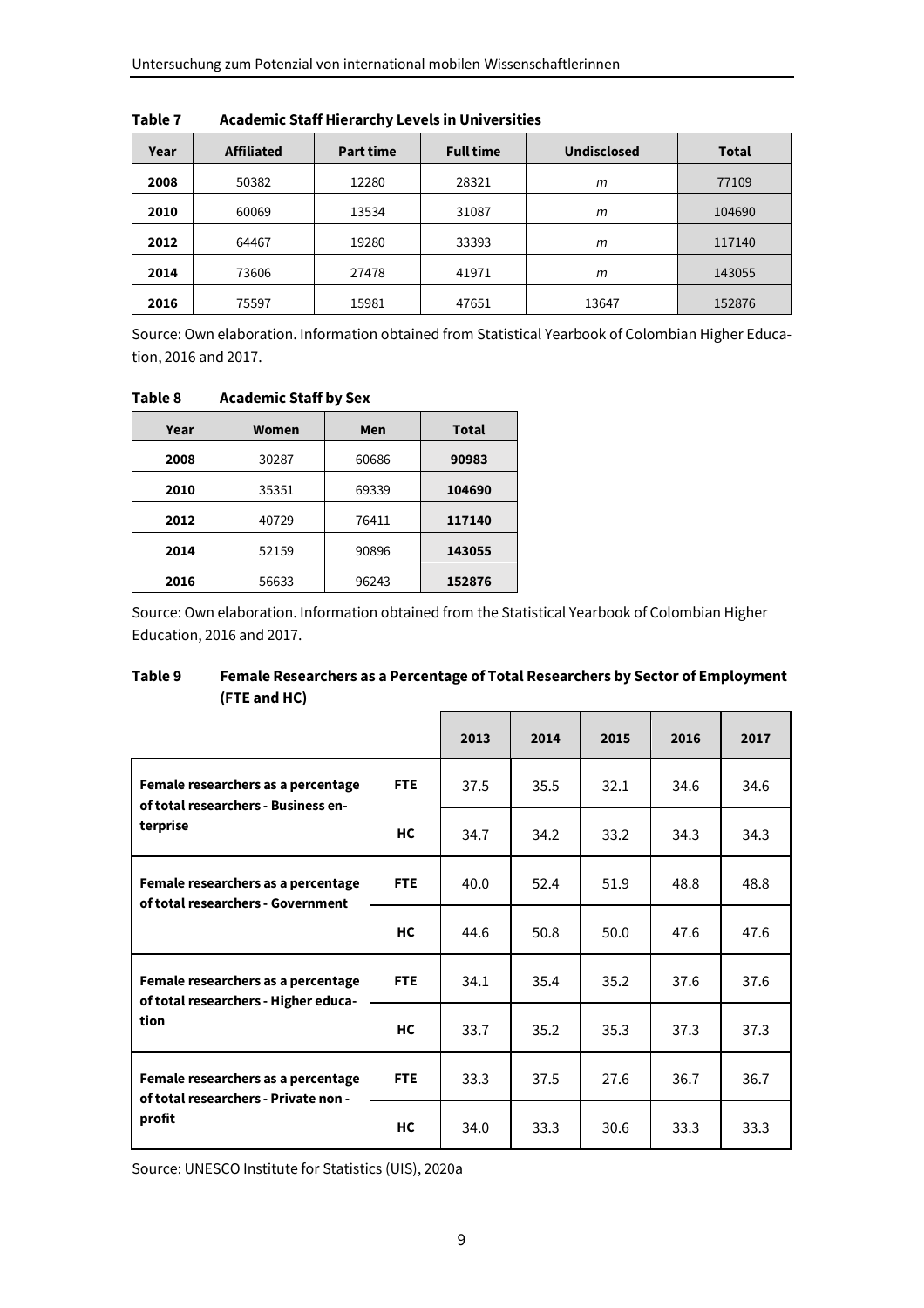**Table 7 Academic Staff Hierarchy Levels in Universities**

| Year | Affiliated | Part time | Full time | Undisclosed | Total |
|---|---|---|---|---|---|
| **2008** | 50382 | 12280 | 28321 | *m* | 77109 |
| **2010** | 60069 | 13534 | 31087 | *m* | 104690 |
| **2012** | 64467 | 19280 | 33393 | *m* | 117140 |
| **2014** | 73606 | 27478 | 41971 | *m* | 143055 |
| **2016** | 75597 | 15981 | 47651 | 13647 | 152876 |

Source: Own elaboration. Information obtained from Statistical Yearbook of Colombian Higher Education, 2016 and 2017.

**Table 8 Academic Staff by Sex**

| Year | Women | Men | Total |
|---|---|---|---|
| **2008** | 30287 | 60686 | **90983** |
| **2010** | 35351 | 69339 | **104690** |
| **2012** | 40729 | 76411 | **117140** |
| **2014** | 52159 | 90896 | **143055** |
| **2016** | 56633 | 96243 | **152876** |

Source: Own elaboration. Information obtained from the Statistical Yearbook of Colombian Higher Education, 2016 and 2017.

**Table 9 Female Researchers as a Percentage of Total Researchers by Sector of Employment (FTE and HC)**

| | | 2013 | 2014 | 2015 | 2016 | 2017 |
|---|---|---|---|---|---|---|
| **Female researchers as a percentage of total researchers - Business enterprise** | **FTE** | 37.5 | 35.5 | 32.1 | 34.6 | 34.6 |
| | **HC** | 34.7 | 34.2 | 33.2 | 34.3 | 34.3 |
| **Female researchers as a percentage of total researchers - Government** | **FTE** | 40.0 | 52.4 | 51.9 | 48.8 | 48.8 |
| | **HC** | 44.6 | 50.8 | 50.0 | 47.6 | 47.6 |
| **Female researchers as a percentage of total researchers - Higher education** | **FTE** | 34.1 | 35.4 | 35.2 | 37.6 | 37.6 |
| | **HC** | 33.7 | 35.2 | 35.3 | 37.3 | 37.3 |
| **Female researchers as a percentage of total researchers - Private non - profit** | **FTE** | 33.3 | 37.5 | 27.6 | 36.7 | 36.7 |
| | **HC** | 34.0 | 33.3 | 30.6 | 33.3 | 33.3 |

Source: UNESCO Institute for Statistics (UIS), 2020a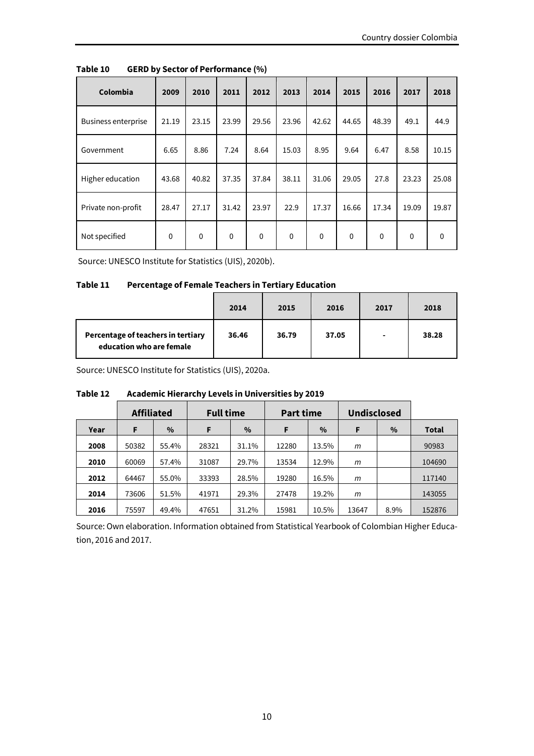**Table 10 GERD by Sector of Performance (%)**

| Colombia | 2009 | 2010 | 2011 | 2012 | 2013 | 2014 | 2015 | 2016 | 2017 | 2018 |
|---|---|---|---|---|---|---|---|---|---|---|
| Business enterprise | 21.19 | 23.15 | 23.99 | 29.56 | 23.96 | 42.62 | 44.65 | 48.39 | 49.1 | 44.9 |
| Government | 6.65 | 8.86 | 7.24 | 8.64 | 15.03 | 8.95 | 9.64 | 6.47 | 8.58 | 10.15 |
| Higher education | 43.68 | 40.82 | 37.35 | 37.84 | 38.11 | 31.06 | 29.05 | 27.8 | 23.23 | 25.08 |
| Private non-profit | 28.47 | 27.17 | 31.42 | 23.97 | 22.9 | 17.37 | 16.66 | 17.34 | 19.09 | 19.87 |
| Not specified | 0 | 0 | 0 | 0 | 0 | 0 | 0 | 0 | 0 | 0 |

Source: UNESCO Institute for Statistics (UIS), 2020b).

**Table 11 Percentage of Female Teachers in Tertiary Education**

| | 2014 | 2015 | 2016 | 2017 | 2018 |
|---|---|---|---|---|---|
| **Percentage of teachers in tertiary education who are female** | **36.46** | **36.79** | **37.05** | **-** | **38.28** |

Source: UNESCO Institute for Statistics (UIS), 2020a.

**Table 12 Academic Hierarchy Levels in Universities by 2019**

| | Affiliated | | Full time | | Part time | | Undisclosed | | |
|---|---|---|---|---|---|---|---|---|---|
| **Year** | **F** | **%** | **F** | **%** | **F** | **%** | **F** | **%** | **Total** |
| **2008** | 50382 | 55.4% | 28321 | 31.1% | 12280 | 13.5% | *m* | | 90983 |
| **2010** | 60069 | 57.4% | 31087 | 29.7% | 13534 | 12.9% | *m* | | 104690 |
| **2012** | 64467 | 55.0% | 33393 | 28.5% | 19280 | 16.5% | *m* | | 117140 |
| **2014** | 73606 | 51.5% | 41971 | 29.3% | 27478 | 19.2% | *m* | | 143055 |
| **2016** | 75597 | 49.4% | 47651 | 31.2% | 15981 | 10.5% | 13647 | 8.9% | 152876 |

Source: Own elaboration. Information obtained from Statistical Yearbook of Colombian Higher Education, 2016 and 2017.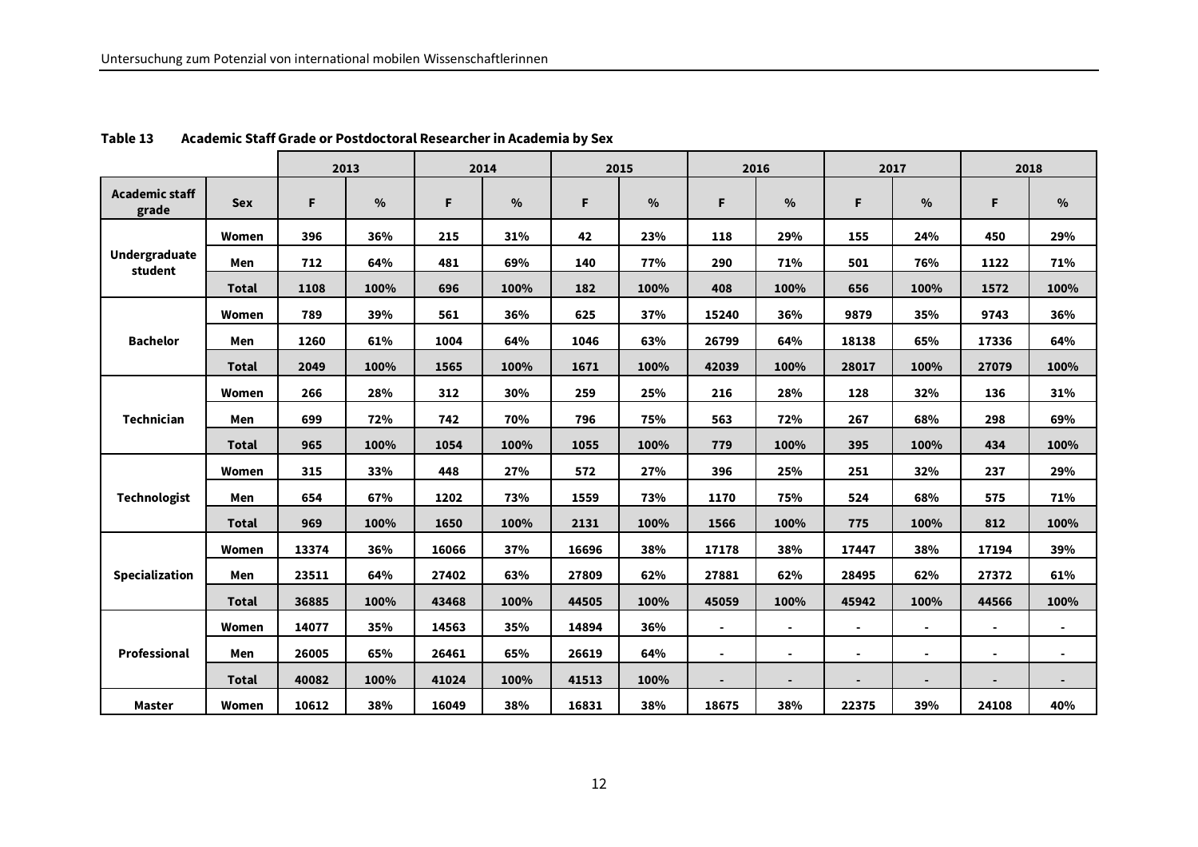**Table 13 Academic Staff Grade or Postdoctoral Researcher in Academia by Sex**

| | | 2013 | | 2014 | | 2015 | | 2016 | | 2017 | | 2018 | |
|---|---|---|---|---|---|---|---|---|---|---|---|---|---|
| **Academic staff grade** | **Sex** | **F** | **%** | **F** | **%** | **F** | **%** | **F** | **%** | **F** | **%** | **F** | **%** |
| **Undergraduate student** | **Women** | 396 | 36% | 215 | 31% | 42 | 23% | 118 | 29% | 155 | 24% | 450 | 29% |
| | **Men** | 712 | 64% | 481 | 69% | 140 | 77% | 290 | 71% | 501 | 76% | 1122 | 71% |
| | **Total** | 1108 | 100% | 696 | 100% | 182 | 100% | 408 | 100% | 656 | 100% | 1572 | 100% |
| **Bachelor** | **Women** | 789 | 39% | 561 | 36% | 625 | 37% | 15240 | 36% | 9879 | 35% | 9743 | 36% |
| | **Men** | 1260 | 61% | 1004 | 64% | 1046 | 63% | 26799 | 64% | 18138 | 65% | 17336 | 64% |
| | **Total** | 2049 | 100% | 1565 | 100% | 1671 | 100% | 42039 | 100% | 28017 | 100% | 27079 | 100% |
| **Technician** | **Women** | 266 | 28% | 312 | 30% | 259 | 25% | 216 | 28% | 128 | 32% | 136 | 31% |
| | **Men** | 699 | 72% | 742 | 70% | 796 | 75% | 563 | 72% | 267 | 68% | 298 | 69% |
| | **Total** | 965 | 100% | 1054 | 100% | 1055 | 100% | 779 | 100% | 395 | 100% | 434 | 100% |
| **Technologist** | **Women** | 315 | 33% | 448 | 27% | 572 | 27% | 396 | 25% | 251 | 32% | 237 | 29% |
| | **Men** | 654 | 67% | 1202 | 73% | 1559 | 73% | 1170 | 75% | 524 | 68% | 575 | 71% |
| | **Total** | 969 | 100% | 1650 | 100% | 2131 | 100% | 1566 | 100% | 775 | 100% | 812 | 100% |
| **Specialization** | **Women** | 13374 | 36% | 16066 | 37% | 16696 | 38% | 17178 | 38% | 17447 | 38% | 17194 | 39% |
| | **Men** | 23511 | 64% | 27402 | 63% | 27809 | 62% | 27881 | 62% | 28495 | 62% | 27372 | 61% |
| | **Total** | 36885 | 100% | 43468 | 100% | 44505 | 100% | 45059 | 100% | 45942 | 100% | 44566 | 100% |
| **Professional** | **Women** | 14077 | 35% | 14563 | 35% | 14894 | 36% | - | - | - | - | - | - |
| | **Men** | 26005 | 65% | 26461 | 65% | 26619 | 64% | - | - | - | - | - | - |
| | **Total** | 40082 | 100% | 41024 | 100% | 41513 | 100% | - | - | - | - | - | - |
| **Master** | **Women** | 10612 | 38% | 16049 | 38% | 16831 | 38% | 18675 | 38% | 22375 | 39% | 24108 | 40% |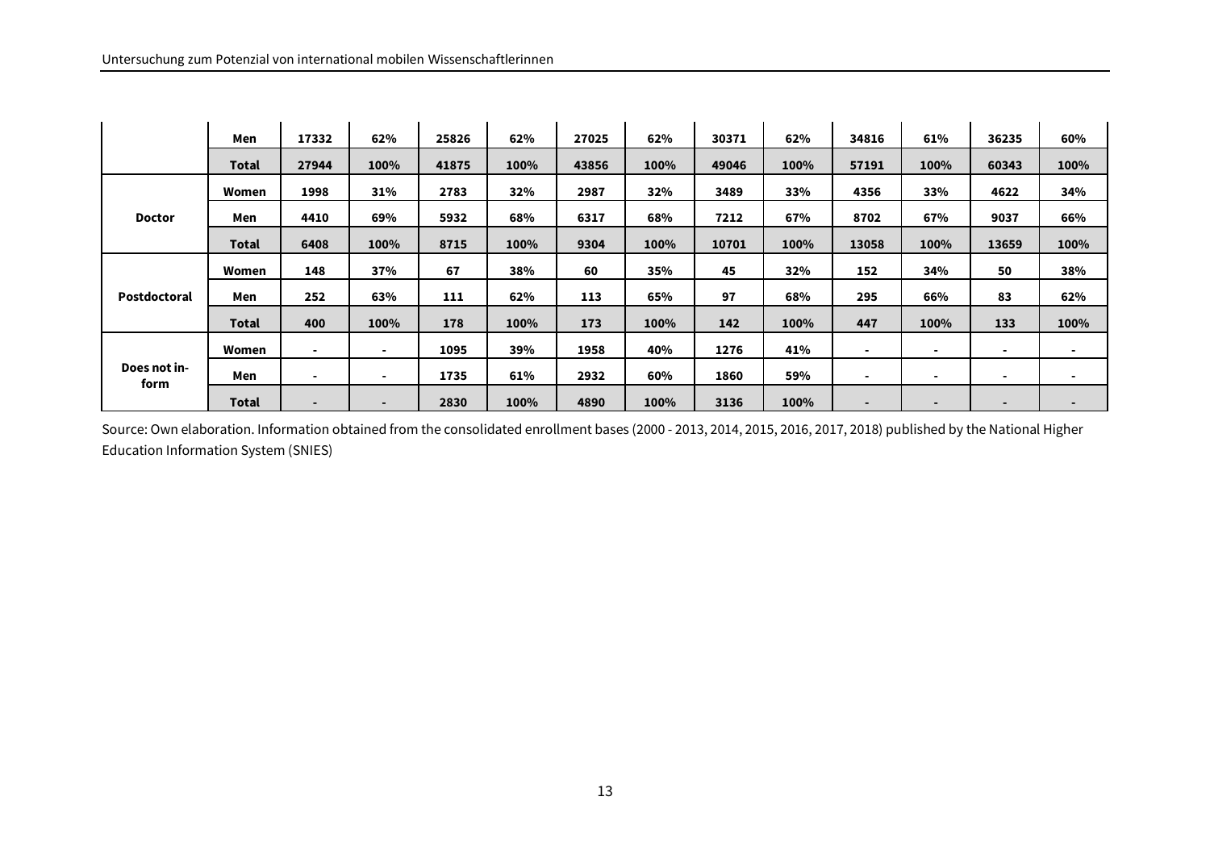| | | | | | | | | | | | | | |
|---|---|---|---|---|---|---|---|---|---|---|---|---|---|
| | **Men** | **17332** | **62%** | **25826** | **62%** | **27025** | **62%** | **30371** | **62%** | **34816** | **61%** | **36235** | **60%** |
| | **Total** | **27944** | **100%** | **41875** | **100%** | **43856** | **100%** | **49046** | **100%** | **57191** | **100%** | **60343** | **100%** |
| **Doctor** | **Women** | **1998** | **31%** | **2783** | **32%** | **2987** | **32%** | **3489** | **33%** | **4356** | **33%** | **4622** | **34%** |
| | **Men** | **4410** | **69%** | **5932** | **68%** | **6317** | **68%** | **7212** | **67%** | **8702** | **67%** | **9037** | **66%** |
| | **Total** | **6408** | **100%** | **8715** | **100%** | **9304** | **100%** | **10701** | **100%** | **13058** | **100%** | **13659** | **100%** |
| **Postdoctoral** | **Women** | **148** | **37%** | **67** | **38%** | **60** | **35%** | **45** | **32%** | **152** | **34%** | **50** | **38%** |
| | **Men** | **252** | **63%** | **111** | **62%** | **113** | **65%** | **97** | **68%** | **295** | **66%** | **83** | **62%** |
| | **Total** | **400** | **100%** | **178** | **100%** | **173** | **100%** | **142** | **100%** | **447** | **100%** | **133** | **100%** |
| **Does not inform** | **Women** | - | - | **1095** | **39%** | **1958** | **40%** | **1276** | **41%** | - | - | - | - |
| | **Men** | - | - | **1735** | **61%** | **2932** | **60%** | **1860** | **59%** | - | - | - | - |
| | **Total** | - | - | **2830** | **100%** | **4890** | **100%** | **3136** | **100%** | - | - | - | - |

Source: Own elaboration. Information obtained from the consolidated enrollment bases (2000 - 2013, 2014, 2015, 2016, 2017, 2018) published by the National Higher Education Information System (SNIES)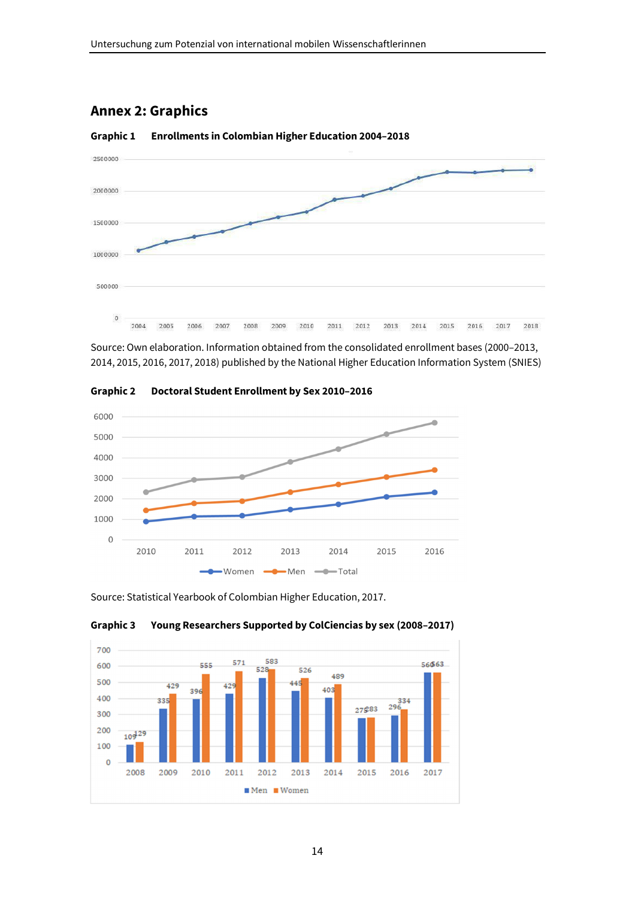## Annex 2: Graphics

**Graphic 1 Enrollments in Colombian Higher Education 2004–2018**

Source: Own elaboration. Information obtained from the consolidated enrollment bases (2000–2013, 2014, 2015, 2016, 2017, 2018) published by the National Higher Education Information System (SNIES)

**Graphic 2 Doctoral Student Enrollment by Sex 2010–2016**

Source: Statistical Yearbook of Colombian Higher Education, 2017.

**Graphic 3 Young Researchers Supported by ColCiencias by sex (2008–2017)**

| Year | Men | Women |
|---|---|---|
| 2008 | 109 | 129 |
| 2009 | 335 | 429 |
| 2010 | 396 | 555 |
| 2011 | 429 | 571 |
| 2012 | 528 | 583 |
| 2013 | 445 | 526 |
| 2014 | 403 | 489 |
| 2015 | 279 | 283 |
| 2016 | 296 | 334 |
| 2017 | 560 | 563 |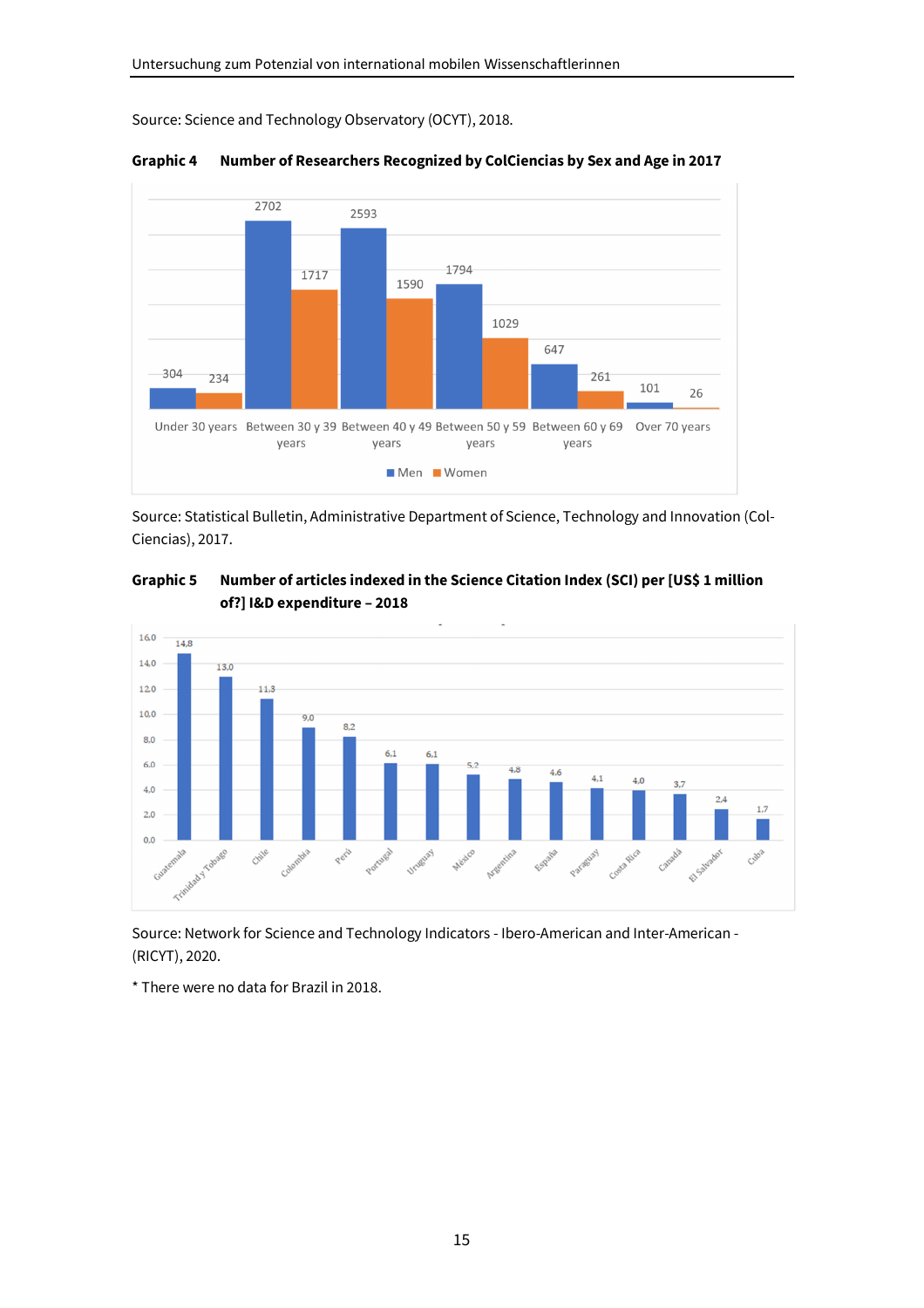Source: Science and Technology Observatory (OCYT), 2018.

**Graphic 4 Number of Researchers Recognized by ColCiencias by Sex and Age in 2017**

| | Men | Women |
|---|---|---|
| Under 30 years | 304 | 234 |
| Between 30 y 39 years | 2702 | 1717 |
| Between 40 y 49 years | 2593 | 1590 |
| Between 50 y 59 years | 1794 | 1029 |
| Between 60 y 69 years | 647 | 261 |
| Over 70 years | 101 | 26 |

Source: Statistical Bulletin, Administrative Department of Science, Technology and Innovation (ColCiencias), 2017.

**Graphic 5 Number of articles indexed in the Science Citation Index (SCI) per [US$ 1 million of?] I&D expenditure – 2018**

| Country | Articles |
|---|---|
| Guatemala | 14,8 |
| Trinidad y Tobago | 13,0 |
| Chile | 11,3 |
| Colombia | 9,0 |
| Perú | 8,2 |
| Portugal | 6,1 |
| Uruguay | 6,1 |
| Mexico | 5,2 |
| Argentina | 4,8 |
| España | 4,6 |
| Paraguay | 4,1 |
| Costa Rica | 4,0 |
| Canadá | 3,7 |
| El Salvador | 2,4 |
| Cuba | 1,7 |

Source: Network for Science and Technology Indicators - Ibero-American and Inter-American - (RICYT), 2020.

* There were no data for Brazil in 2018.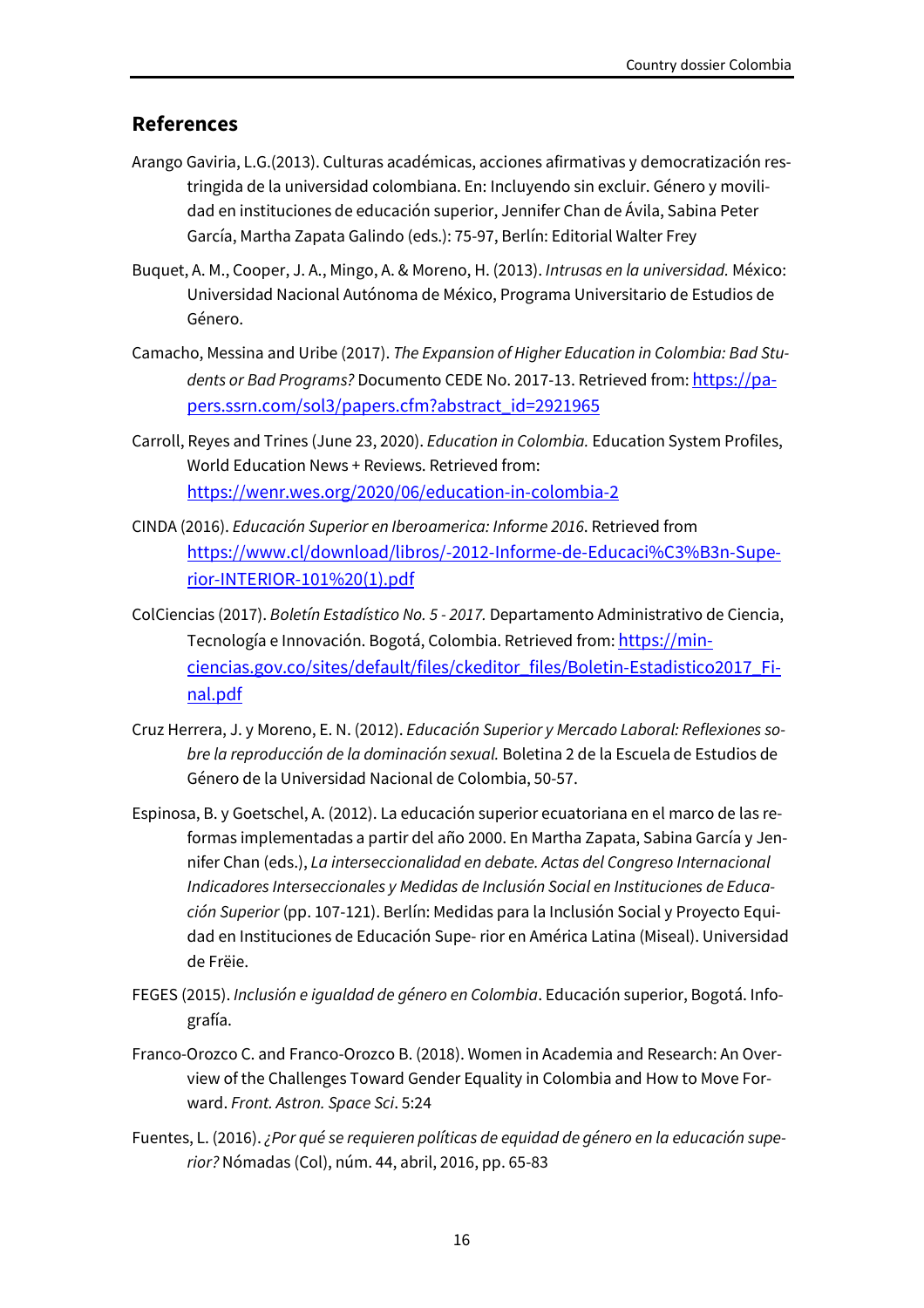## References

Arango Gaviria, L.G.(2013). Culturas académicas, acciones afirmativas y democratización restringida de la universidad colombiana. En: Incluyendo sin excluir. Género y movilidad en instituciones de educación superior, Jennifer Chan de Ávila, Sabina Peter García, Martha Zapata Galindo (eds.): 75-97, Berlín: Editorial Walter Frey

Buquet, A. M., Cooper, J. A., Mingo, A. & Moreno, H. (2013). *Intrusas en la universidad.* México: Universidad Nacional Autónoma de México, Programa Universitario de Estudios de Género.

Camacho, Messina and Uribe (2017). *The Expansion of Higher Education in Colombia: Bad Students or Bad Programs?* Documento CEDE No. 2017-13. Retrieved from: [https://papers.ssrn.com/sol3/papers.cfm?abstract_id=2921965](https://papers.ssrn.com/sol3/papers.cfm?abstract_id=2921965)

Carroll, Reyes and Trines (June 23, 2020). *Education in Colombia.* Education System Profiles, World Education News + Reviews. Retrieved from: [https://wenr.wes.org/2020/06/education-in-colombia-2](https://wenr.wes.org/2020/06/education-in-colombia-2)

CINDA (2016). *Educación Superior en Iberoamerica: Informe 2016*. Retrieved from [https://www.cl/download/libros/-2012-Informe-de-Educaci%C3%B3n-Superior-INTERIOR-101%20(1).pdf](https://www.cl/download/libros/-2012-Informe-de-Educaci%C3%B3n-Superior-INTERIOR-101%20(1).pdf)

ColCiencias (2017). *Boletín Estadístico No. 5 - 2017.* Departamento Administrativo de Ciencia, Tecnología e Innovación. Bogotá, Colombia. Retrieved from: [https://minciencias.gov.co/sites/default/files/ckeditor_files/Boletin-Estadistico2017_Final.pdf](https://minciencias.gov.co/sites/default/files/ckeditor_files/Boletin-Estadistico2017_Final.pdf)

Cruz Herrera, J. y Moreno, E. N. (2012). *Educación Superior y Mercado Laboral: Reflexiones sobre la reproducción de la dominación sexual.* Boletina 2 de la Escuela de Estudios de Género de la Universidad Nacional de Colombia, 50-57.

Espinosa, B. y Goetschel, A. (2012). La educación superior ecuatoriana en el marco de las reformas implementadas a partir del año 2000. En Martha Zapata, Sabina García y Jennifer Chan (eds.), *La interseccionalidad en debate. Actas del Congreso Internacional Indicadores Interseccionales y Medidas de Inclusión Social en Instituciones de Educación Superior* (pp. 107-121). Berlín: Medidas para la Inclusión Social y Proyecto Equidad en Instituciones de Educación Supe- rior en América Latina (Miseal). Universidad de Frëie.

FEGES (2015). *Inclusión e igualdad de género en Colombia*. Educación superior, Bogotá. Infografía.

Franco-Orozco C. and Franco-Orozco B. (2018). Women in Academia and Research: An Overview of the Challenges Toward Gender Equality in Colombia and How to Move Forward. *Front. Astron. Space Sci*. 5:24

Fuentes, L. (2016). *¿Por qué se requieren políticas de equidad de género en la educación superior?* Nómadas (Col), núm. 44, abril, 2016, pp. 65-83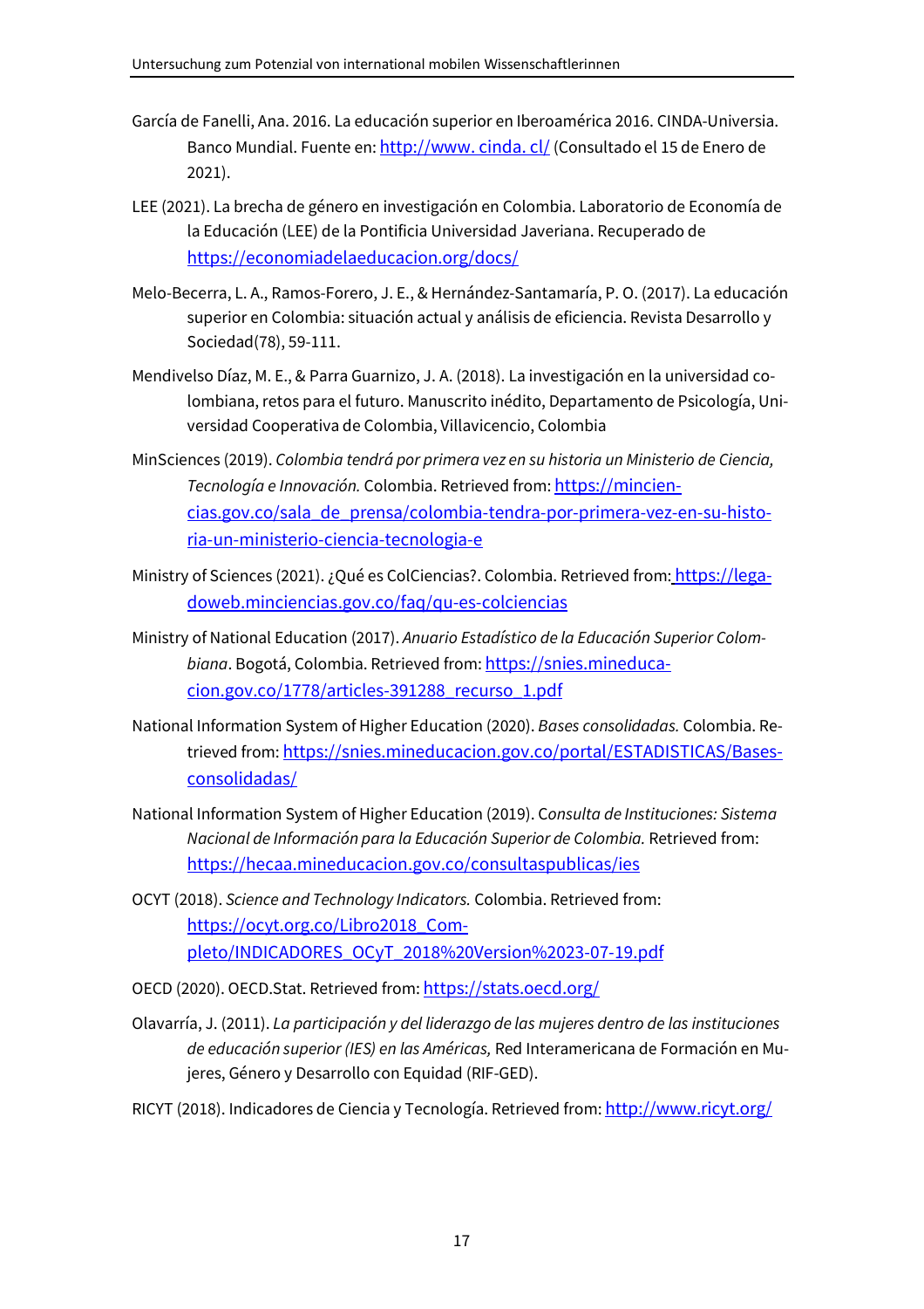García de Fanelli, Ana. 2016. La educación superior en Iberoamérica 2016. CINDA-Universia. Banco Mundial. Fuente en: http://www. cinda. cl/ (Consultado el 15 de Enero de 2021).

LEE (2021). La brecha de género en investigación en Colombia. Laboratorio de Economía de la Educación (LEE) de la Pontificia Universidad Javeriana. Recuperado de https://economiadelaeducacion.org/docs/

Melo-Becerra, L. A., Ramos-Forero, J. E., & Hernández-Santamaría, P. O. (2017). La educación superior en Colombia: situación actual y análisis de eficiencia. Revista Desarrollo y Sociedad(78), 59-111.

Mendivelso Díaz, M. E., & Parra Guarnizo, J. A. (2018). La investigación en la universidad colombiana, retos para el futuro. Manuscrito inédito, Departamento de Psicología, Universidad Cooperativa de Colombia, Villavicencio, Colombia

MinSciences (2019). *Colombia tendrá por primera vez en su historia un Ministerio de Ciencia, Tecnología e Innovación.* Colombia. Retrieved from: https://minciencias.gov.co/sala_de_prensa/colombia-tendra-por-primera-vez-en-su-historia-un-ministerio-ciencia-tecnologia-e

Ministry of Sciences (2021). ¿Qué es ColCiencias?. Colombia. Retrieved from: https://legadoweb.minciencias.gov.co/faq/qu-es-colciencias

Ministry of National Education (2017). *Anuario Estadístico de la Educación Superior Colombiana*. Bogotá, Colombia. Retrieved from: https://snies.mineducacion.gov.co/1778/articles-391288_recurso_1.pdf

National Information System of Higher Education (2020). *Bases consolidadas.* Colombia. Retrieved from: https://snies.mineducacion.gov.co/portal/ESTADISTICAS/Bases-consolidadas/

National Information System of Higher Education (2019). C*onsulta de Instituciones: Sistema Nacional de Información para la Educación Superior de Colombia.* Retrieved from: https://hecaa.mineducacion.gov.co/consultaspublicas/ies

OCYT (2018). *Science and Technology Indicators.* Colombia. Retrieved from: https://ocyt.org.co/Libro2018_Completo/INDICADORES_OCyT_2018%20Version%2023-07-19.pdf

OECD (2020). OECD.Stat. Retrieved from: https://stats.oecd.org/

Olavarría, J. (2011). *La participación y del liderazgo de las mujeres dentro de las instituciones de educación superior (IES) en las Américas,* Red Interamericana de Formación en Mujeres, Género y Desarrollo con Equidad (RIF-GED).

RICYT (2018). Indicadores de Ciencia y Tecnología. Retrieved from: http://www.ricyt.org/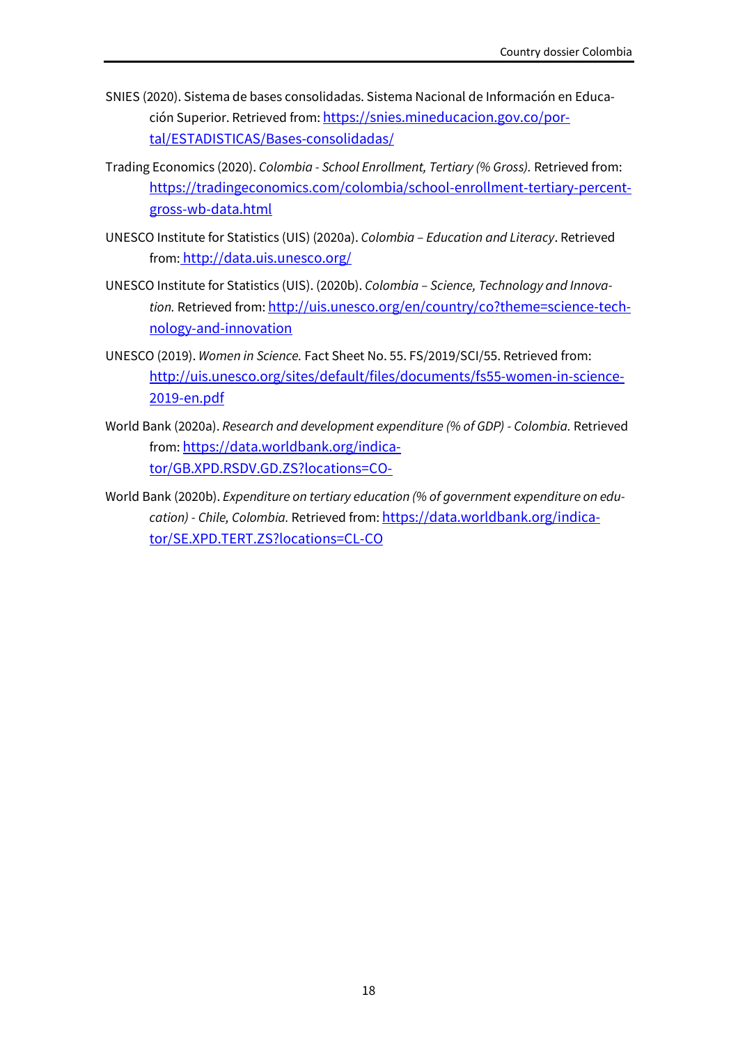SNIES (2020). Sistema de bases consolidadas. Sistema Nacional de Información en Educación Superior. Retrieved from: https://snies.mineducacion.gov.co/portal/ESTADISTICAS/Bases-consolidadas/

Trading Economics (2020). *Colombia - School Enrollment, Tertiary (% Gross).* Retrieved from: https://tradingeconomics.com/colombia/school-enrollment-tertiary-percent-gross-wb-data.html

UNESCO Institute for Statistics (UIS) (2020a). *Colombia – Education and Literacy*. Retrieved from: http://data.uis.unesco.org/

UNESCO Institute for Statistics (UIS). (2020b). *Colombia – Science, Technology and Innovation.* Retrieved from: http://uis.unesco.org/en/country/co?theme=science-technology-and-innovation

UNESCO (2019). *Women in Science.* Fact Sheet No. 55. FS/2019/SCI/55. Retrieved from: http://uis.unesco.org/sites/default/files/documents/fs55-women-in-science-2019-en.pdf

World Bank (2020a). *Research and development expenditure (% of GDP) - Colombia.* Retrieved from: https://data.worldbank.org/indicator/GB.XPD.RSDV.GD.ZS?locations=CO-

World Bank (2020b). *Expenditure on tertiary education (% of government expenditure on education) - Chile, Colombia.* Retrieved from: https://data.worldbank.org/indicator/SE.XPD.TERT.ZS?locations=CL-CO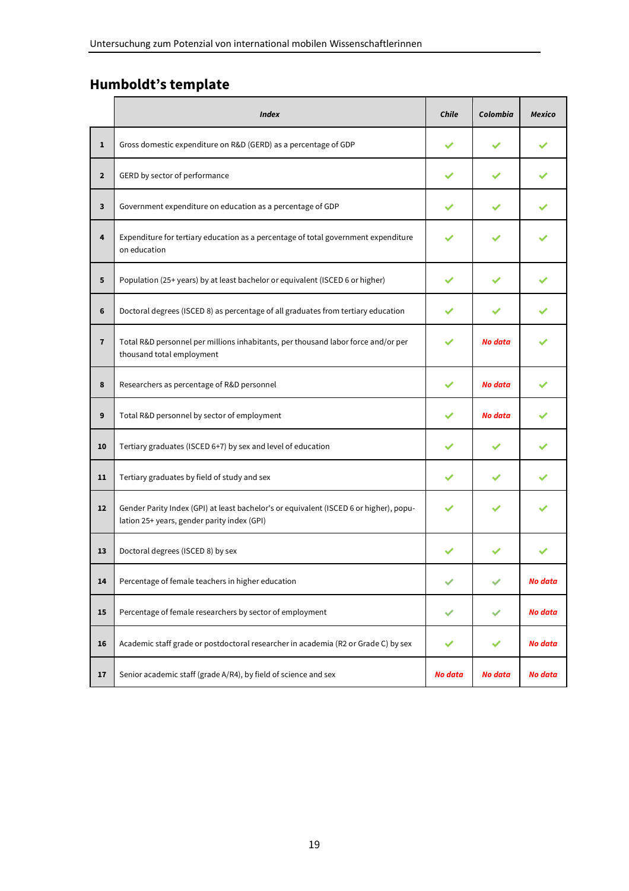## Humboldt's template

| | Index | Chile | Colombia | Mexico |
|---|---|---|---|---|
| 1 | Gross domestic expenditure on R&D (GERD) as a percentage of GDP | ✔ | ✔ | ✔ |
| 2 | GERD by sector of performance | ✔ | ✔ | ✔ |
| 3 | Government expenditure on education as a percentage of GDP | ✔ | ✔ | ✔ |
| 4 | Expenditure for tertiary education as a percentage of total government expenditure on education | ✔ | ✔ | ✔ |
| 5 | Population (25+ years) by at least bachelor or equivalent (ISCED 6 or higher) | ✔ | ✔ | ✔ |
| 6 | Doctoral degrees (ISCED 8) as percentage of all graduates from tertiary education | ✔ | ✔ | ✔ |
| 7 | Total R&D personnel per millions inhabitants, per thousand labor force and/or per thousand total employment | ✔ | ***No data*** | ✔ |
| 8 | Researchers as percentage of R&D personnel | ✔ | ***No data*** | ✔ |
| 9 | Total R&D personnel by sector of employment | ✔ | ***No data*** | ✔ |
| 10 | Tertiary graduates (ISCED 6+7) by sex and level of education | ✔ | ✔ | ✔ |
| 11 | Tertiary graduates by field of study and sex | ✔ | ✔ | ✔ |
| 12 | Gender Parity Index (GPI) at least bachelor's or equivalent (ISCED 6 or higher), population 25+ years, gender parity index (GPI) | ✔ | ✔ | ✔ |
| 13 | Doctoral degrees (ISCED 8) by sex | ✔ | ✔ | ✔ |
| 14 | Percentage of female teachers in higher education | ✔ | ✔ | ***No data*** |
| 15 | Percentage of female researchers by sector of employment | ✔ | ✔ | ***No data*** |
| 16 | Academic staff grade or postdoctoral researcher in academia (R2 or Grade C) by sex | ✔ | ✔ | ***No data*** |
| 17 | Senior academic staff (grade A/R4), by field of science and sex | ***No data*** | ***No data*** | ***No data*** |